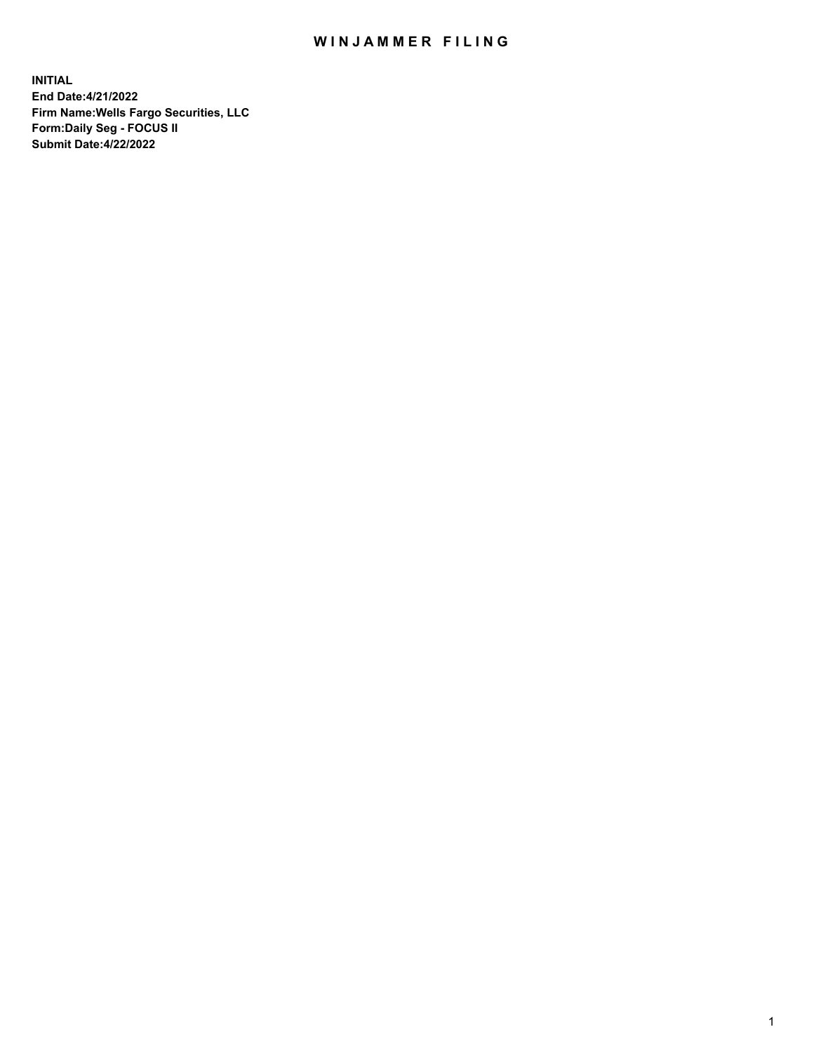# WINJAMMER FILING

**INITIAL**
**End Date:4/21/2022**
**Firm Name:Wells Fargo Securities, LLC**
**Form:Daily Seg - FOCUS II**
**Submit Date:4/22/2022**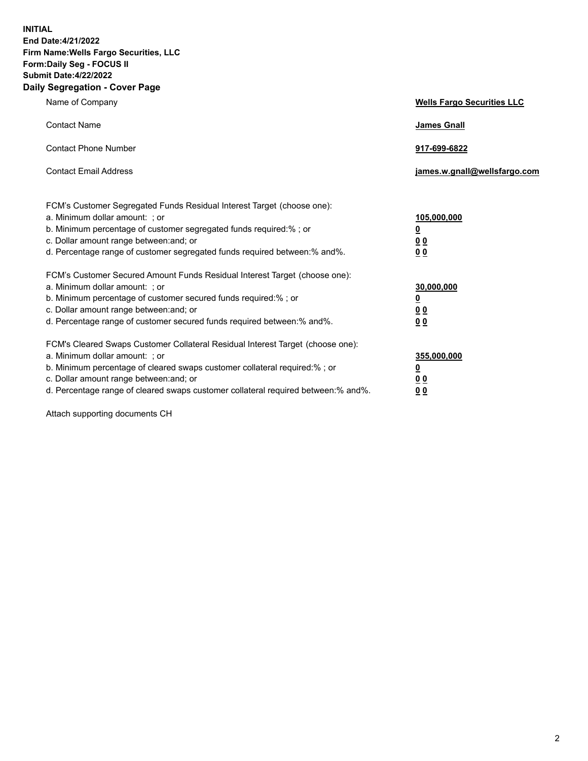**INITIAL**
**End Date:4/21/2022**
**Firm Name:Wells Fargo Securities, LLC**
**Form:Daily Seg - FOCUS II**
**Submit Date:4/22/2022**

## Daily Segregation - Cover Page

| | |
|---|---|
| Name of Company | **Wells Fargo Securities LLC** |
| Contact Name | **James Gnall** |
| Contact Phone Number | **917-699-6822** |
| Contact Email Address | **james.w.gnall@wellsfargo.com** |

| | |
|---|---|
| FCM's Customer Segregated Funds Residual Interest Target (choose one): | |
| a. Minimum dollar amount: ; or | **105,000,000** |
| b. Minimum percentage of customer segregated funds required:% ; or | **0** |
| c. Dollar amount range between:and; or | **0 0** |
| d. Percentage range of customer segregated funds required between:% and%. | **0 0** |
| FCM's Customer Secured Amount Funds Residual Interest Target (choose one): | |
| a. Minimum dollar amount: ; or | **30,000,000** |
| b. Minimum percentage of customer secured funds required:% ; or | **0** |
| c. Dollar amount range between:and; or | **0 0** |
| d. Percentage range of customer secured funds required between:% and%. | **0 0** |
| FCM's Cleared Swaps Customer Collateral Residual Interest Target (choose one): | |
| a. Minimum dollar amount: ; or | **355,000,000** |
| b. Minimum percentage of cleared swaps customer collateral required:% ; or | **0** |
| c. Dollar amount range between:and; or | **0 0** |
| d. Percentage range of cleared swaps customer collateral required between:% and%. | **0 0** |

Attach supporting documents CH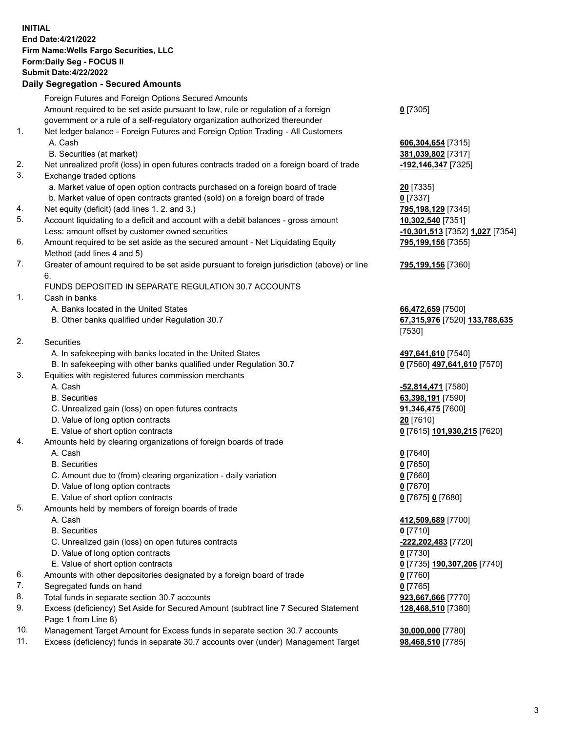**INITIAL**
**End Date:4/21/2022**
**Firm Name:Wells Fargo Securities, LLC**
**Form:Daily Seg - FOCUS II**
**Submit Date:4/22/2022**

**Daily Segregation - Secured Amounts**

| | | |
|---|---|---|
| | Foreign Futures and Foreign Options Secured Amounts | |
| | Amount required to be set aside pursuant to law, rule or regulation of a foreign government or a rule of a self-regulatory organization authorized thereunder | **0** [7305] |
| 1. | Net ledger balance - Foreign Futures and Foreign Option Trading - All Customers | |
| | A. Cash | **606,304,654** [7315] |
| | B. Securities (at market) | **381,039,802** [7317] |
| 2. | Net unrealized profit (loss) in open futures contracts traded on a foreign board of trade | **-192,146,347** [7325] |
| 3. | Exchange traded options | |
| | a. Market value of open option contracts purchased on a foreign board of trade | **20** [7335] |
| | b. Market value of open contracts granted (sold) on a foreign board of trade | **0** [7337] |
| 4. | Net equity (deficit) (add lines 1. 2. and 3.) | **795,198,129** [7345] |
| 5. | Account liquidating to a deficit and account with a debit balances - gross amount | **10,302,540** [7351] |
| | Less: amount offset by customer owned securities | **-10,301,513** [7352] **1,027** [7354] |
| 6. | Amount required to be set aside as the secured amount - Net Liquidating Equity Method (add lines 4 and 5) | **795,199,156** [7355] |
| 7. | Greater of amount required to be set aside pursuant to foreign jurisdiction (above) or line 6. | **795,199,156** [7360] |
| | FUNDS DEPOSITED IN SEPARATE REGULATION 30.7 ACCOUNTS | |
| 1. | Cash in banks | |
| | A. Banks located in the United States | **66,472,659** [7500] |
| | B. Other banks qualified under Regulation 30.7 | **67,315,976** [7520] **133,788,635** [7530] |
| 2. | Securities | |
| | A. In safekeeping with banks located in the United States | **497,641,610** [7540] |
| | B. In safekeeping with other banks qualified under Regulation 30.7 | **0** [7560] **497,641,610** [7570] |
| 3. | Equities with registered futures commission merchants | |
| | A. Cash | **-52,814,471** [7580] |
| | B. Securities | **63,398,191** [7590] |
| | C. Unrealized gain (loss) on open futures contracts | **91,346,475** [7600] |
| | D. Value of long option contracts | **20** [7610] |
| | E. Value of short option contracts | **0** [7615] **101,930,215** [7620] |
| 4. | Amounts held by clearing organizations of foreign boards of trade | |
| | A. Cash | **0** [7640] |
| | B. Securities | **0** [7650] |
| | C. Amount due to (from) clearing organization - daily variation | **0** [7660] |
| | D. Value of long option contracts | **0** [7670] |
| | E. Value of short option contracts | **0** [7675] **0** [7680] |
| 5. | Amounts held by members of foreign boards of trade | |
| | A. Cash | **412,509,689** [7700] |
| | B. Securities | **0** [7710] |
| | C. Unrealized gain (loss) on open futures contracts | **-222,202,483** [7720] |
| | D. Value of long option contracts | **0** [7730] |
| | E. Value of short option contracts | **0** [7735] **190,307,206** [7740] |
| 6. | Amounts with other depositories designated by a foreign board of trade | **0** [7760] |
| 7. | Segregated funds on hand | **0** [7765] |
| 8. | Total funds in separate section 30.7 accounts | **923,667,666** [7770] |
| 9. | Excess (deficiency) Set Aside for Secured Amount (subtract line 7 Secured Statement Page 1 from Line 8) | **128,468,510** [7380] |
| 10. | Management Target Amount for Excess funds in separate section 30.7 accounts | **30,000,000** [7780] |
| 11. | Excess (deficiency) funds in separate 30.7 accounts over (under) Management Target | **98,468,510** [7785] |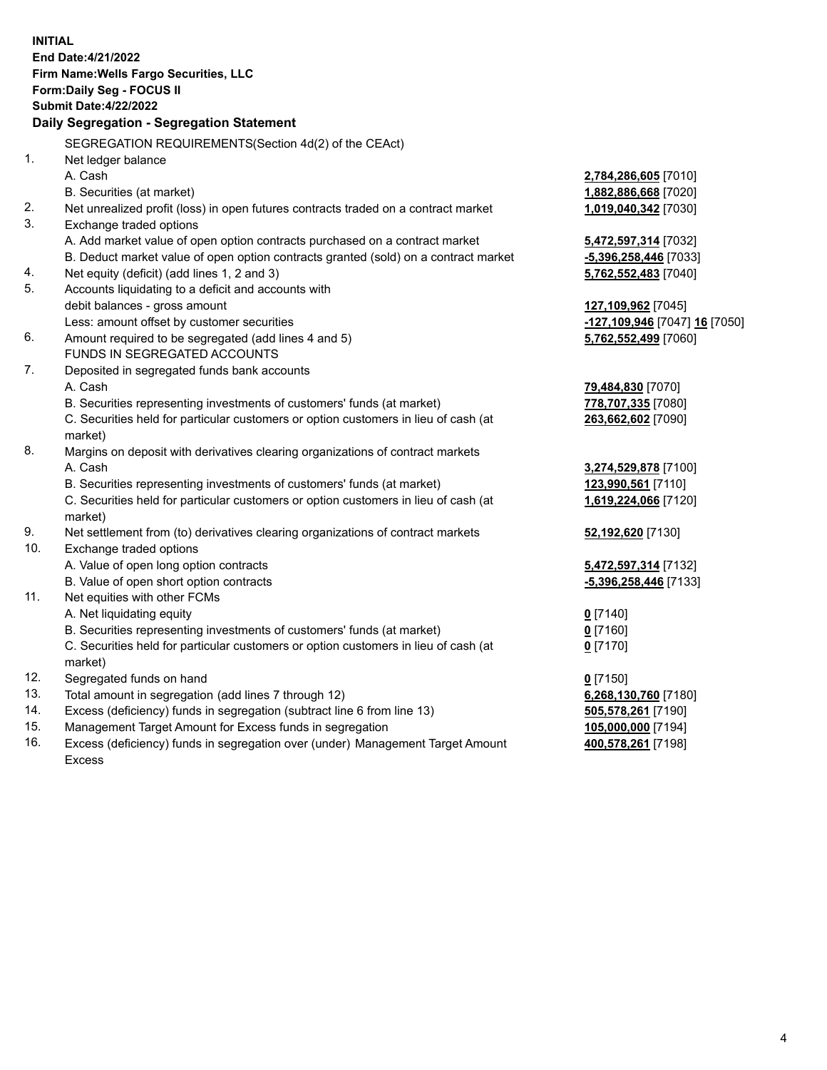**INITIAL**
**End Date:4/21/2022**
**Firm Name:Wells Fargo Securities, LLC**
**Form:Daily Seg - FOCUS II**
**Submit Date:4/22/2022**

### Daily Segregation - Segregation Statement

| | | |
|---|---|---|
| | SEGREGATION REQUIREMENTS(Section 4d(2) of the CEAct) | |
| 1. | Net ledger balance | |
| | A. Cash | **2,784,286,605** [7010] |
| | B. Securities (at market) | **1,882,886,668** [7020] |
| 2. | Net unrealized profit (loss) in open futures contracts traded on a contract market | **1,019,040,342** [7030] |
| 3. | Exchange traded options | |
| | A. Add market value of open option contracts purchased on a contract market | **5,472,597,314** [7032] |
| | B. Deduct market value of open option contracts granted (sold) on a contract market | **-5,396,258,446** [7033] |
| 4. | Net equity (deficit) (add lines 1, 2 and 3) | **5,762,552,483** [7040] |
| 5. | Accounts liquidating to a deficit and accounts with debit balances - gross amount | **127,109,962** [7045] |
| | Less: amount offset by customer securities | **-127,109,946** [7047] **16** [7050] |
| 6. | Amount required to be segregated (add lines 4 and 5) | **5,762,552,499** [7060] |
| | FUNDS IN SEGREGATED ACCOUNTS | |
| 7. | Deposited in segregated funds bank accounts | |
| | A. Cash | **79,484,830** [7070] |
| | B. Securities representing investments of customers' funds (at market) | **778,707,335** [7080] |
| | C. Securities held for particular customers or option customers in lieu of cash (at market) | **263,662,602** [7090] |
| 8. | Margins on deposit with derivatives clearing organizations of contract markets | |
| | A. Cash | **3,274,529,878** [7100] |
| | B. Securities representing investments of customers' funds (at market) | **123,990,561** [7110] |
| | C. Securities held for particular customers or option customers in lieu of cash (at market) | **1,619,224,066** [7120] |
| 9. | Net settlement from (to) derivatives clearing organizations of contract markets | **52,192,620** [7130] |
| 10. | Exchange traded options | |
| | A. Value of open long option contracts | **5,472,597,314** [7132] |
| | B. Value of open short option contracts | **-5,396,258,446** [7133] |
| 11. | Net equities with other FCMs | |
| | A. Net liquidating equity | **0** [7140] |
| | B. Securities representing investments of customers' funds (at market) | **0** [7160] |
| | C. Securities held for particular customers or option customers in lieu of cash (at market) | **0** [7170] |
| 12. | Segregated funds on hand | **0** [7150] |
| 13. | Total amount in segregation (add lines 7 through 12) | **6,268,130,760** [7180] |
| 14. | Excess (deficiency) funds in segregation (subtract line 6 from line 13) | **505,578,261** [7190] |
| 15. | Management Target Amount for Excess funds in segregation | **105,000,000** [7194] |
| 16. | Excess (deficiency) funds in segregation over (under) Management Target Amount Excess | **400,578,261** [7198] |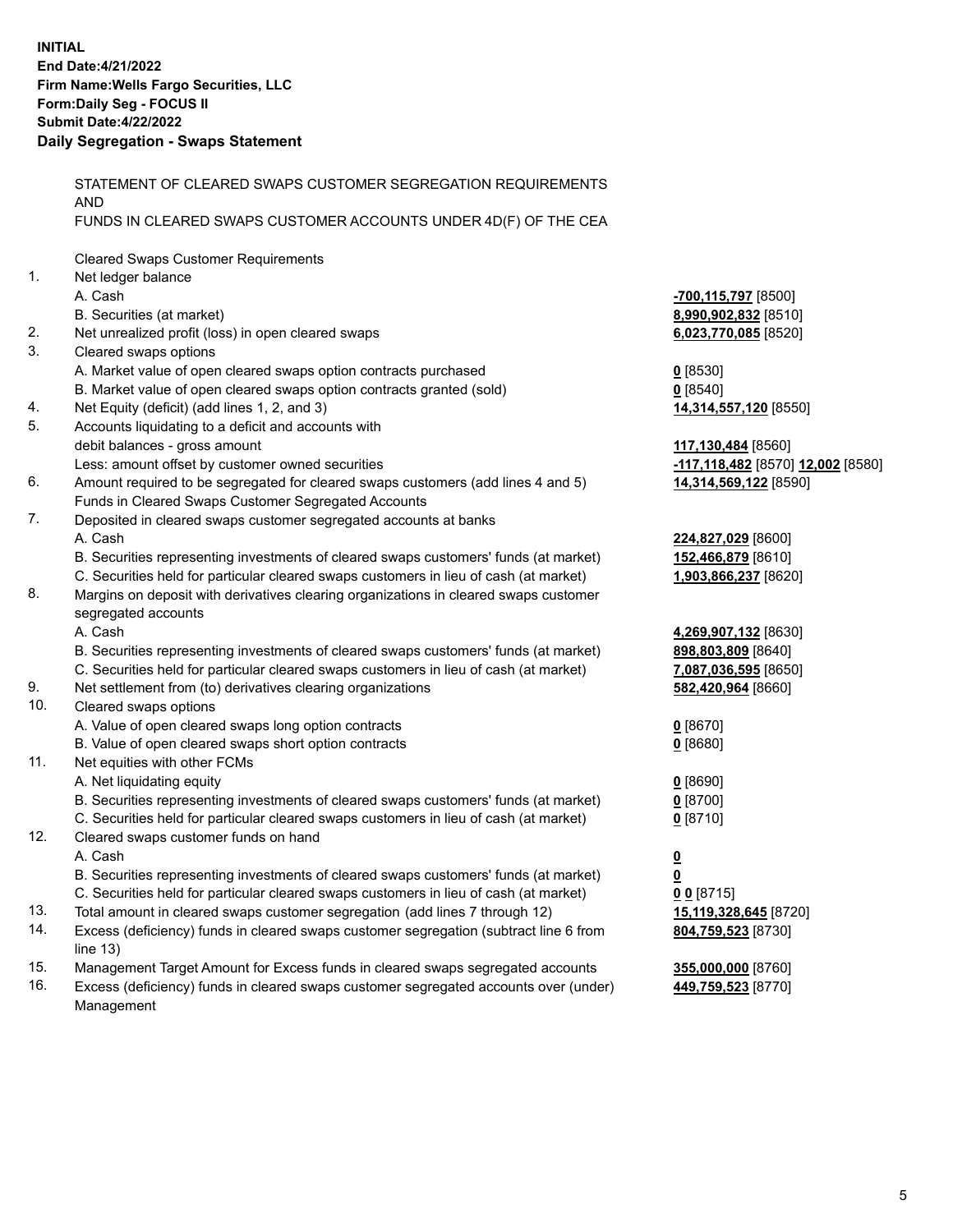**INITIAL**
**End Date:4/21/2022**
**Firm Name:Wells Fargo Securities, LLC**
**Form:Daily Seg - FOCUS II**
**Submit Date:4/22/2022**
**Daily Segregation - Swaps Statement**

STATEMENT OF CLEARED SWAPS CUSTOMER SEGREGATION REQUIREMENTS AND
FUNDS IN CLEARED SWAPS CUSTOMER ACCOUNTS UNDER 4D(F) OF THE CEA

| | | |
|---|---|---|
| | Cleared Swaps Customer Requirements | |
| 1. | Net ledger balance | |
| | A. Cash | **-700,115,797** [8500] |
| | B. Securities (at market) | **8,990,902,832** [8510] |
| 2. | Net unrealized profit (loss) in open cleared swaps | **6,023,770,085** [8520] |
| 3. | Cleared swaps options | |
| | A. Market value of open cleared swaps option contracts purchased | **0** [8530] |
| | B. Market value of open cleared swaps option contracts granted (sold) | **0** [8540] |
| 4. | Net Equity (deficit) (add lines 1, 2, and 3) | **14,314,557,120** [8550] |
| 5. | Accounts liquidating to a deficit and accounts with debit balances - gross amount | **117,130,484** [8560] |
| | Less: amount offset by customer owned securities | **-117,118,482** [8570] **12,002** [8580] |
| 6. | Amount required to be segregated for cleared swaps customers (add lines 4 and 5) | **14,314,569,122** [8590] |
| | Funds in Cleared Swaps Customer Segregated Accounts | |
| 7. | Deposited in cleared swaps customer segregated accounts at banks | |
| | A. Cash | **224,827,029** [8600] |
| | B. Securities representing investments of cleared swaps customers' funds (at market) | **152,466,879** [8610] |
| | C. Securities held for particular cleared swaps customers in lieu of cash (at market) | **1,903,866,237** [8620] |
| 8. | Margins on deposit with derivatives clearing organizations in cleared swaps customer segregated accounts | |
| | A. Cash | **4,269,907,132** [8630] |
| | B. Securities representing investments of cleared swaps customers' funds (at market) | **898,803,809** [8640] |
| | C. Securities held for particular cleared swaps customers in lieu of cash (at market) | **7,087,036,595** [8650] |
| 9. | Net settlement from (to) derivatives clearing organizations | **582,420,964** [8660] |
| 10. | Cleared swaps options | |
| | A. Value of open cleared swaps long option contracts | **0** [8670] |
| | B. Value of open cleared swaps short option contracts | **0** [8680] |
| 11. | Net equities with other FCMs | |
| | A. Net liquidating equity | **0** [8690] |
| | B. Securities representing investments of cleared swaps customers' funds (at market) | **0** [8700] |
| | C. Securities held for particular cleared swaps customers in lieu of cash (at market) | **0** [8710] |
| 12. | Cleared swaps customer funds on hand | |
| | A. Cash | **0** |
| | B. Securities representing investments of cleared swaps customers' funds (at market) | **0** |
| | C. Securities held for particular cleared swaps customers in lieu of cash (at market) | **0** **0** [8715] |
| 13. | Total amount in cleared swaps customer segregation (add lines 7 through 12) | **15,119,328,645** [8720] |
| 14. | Excess (deficiency) funds in cleared swaps customer segregation (subtract line 6 from line 13) | **804,759,523** [8730] |
| 15. | Management Target Amount for Excess funds in cleared swaps segregated accounts | **355,000,000** [8760] |
| 16. | Excess (deficiency) funds in cleared swaps customer segregated accounts over (under) Management | **449,759,523** [8770] |